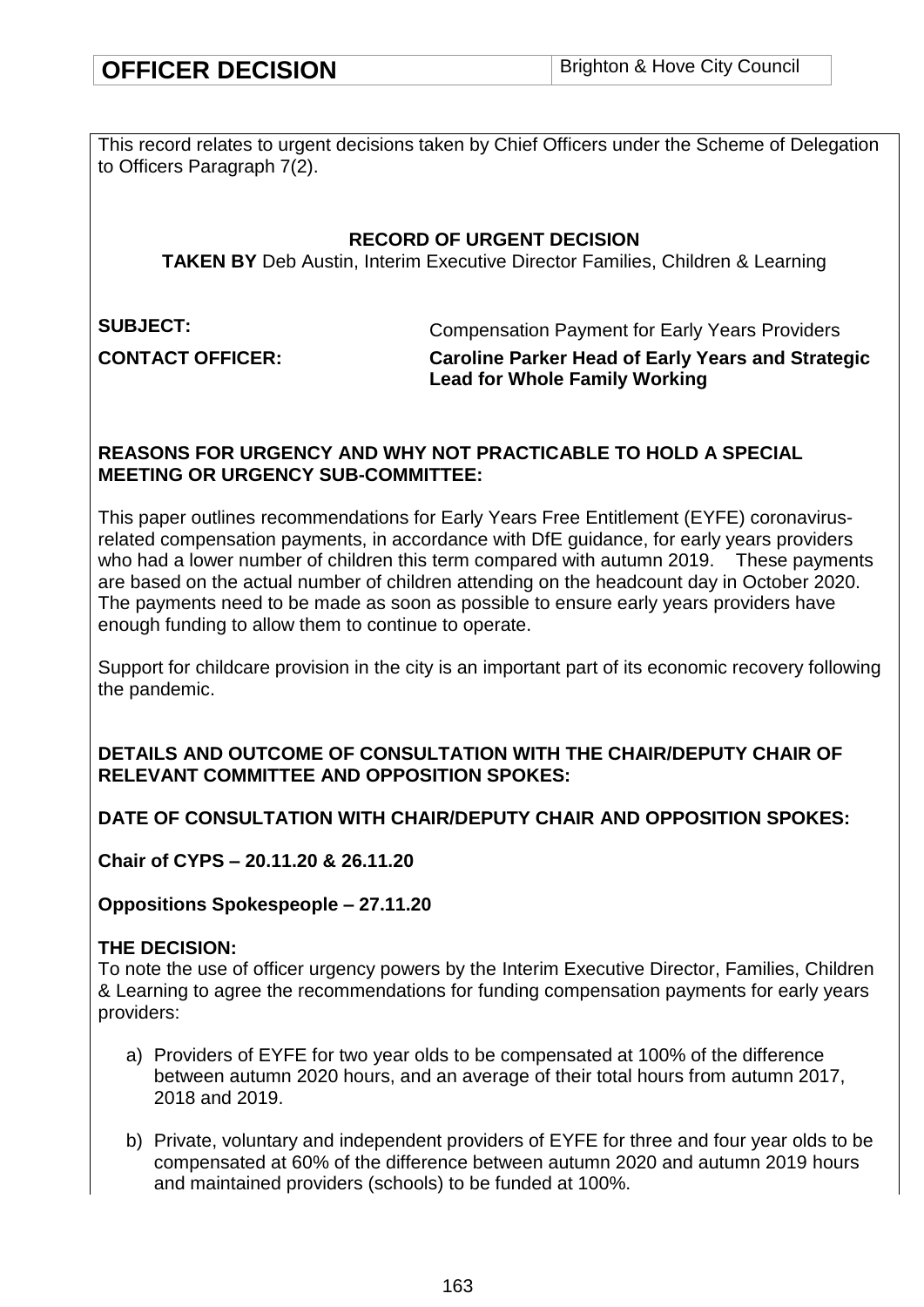| **OFFICER DECISION** | Brighton & Hove City Council |
| --- | --- |

This record relates to urgent decisions taken by Chief Officers under the Scheme of Delegation to Officers Paragraph 7(2).

**RECORD OF URGENT DECISION**

**TAKEN BY** Deb Austin, Interim Executive Director Families, Children & Learning

**SUBJECT:** Compensation Payment for Early Years Providers

**CONTACT OFFICER:** **Caroline Parker Head of Early Years and Strategic Lead for Whole Family Working**

**REASONS FOR URGENCY AND WHY NOT PRACTICABLE TO HOLD A SPECIAL MEETING OR URGENCY SUB-COMMITTEE:**

This paper outlines recommendations for Early Years Free Entitlement (EYFE) coronavirus-related compensation payments, in accordance with DfE guidance, for early years providers who had a lower number of children this term compared with autumn 2019. These payments are based on the actual number of children attending on the headcount day in October 2020. The payments need to be made as soon as possible to ensure early years providers have enough funding to allow them to continue to operate.

Support for childcare provision in the city is an important part of its economic recovery following the pandemic.

**DETAILS AND OUTCOME OF CONSULTATION WITH THE CHAIR/DEPUTY CHAIR OF RELEVANT COMMITTEE AND OPPOSITION SPOKES:**

**DATE OF CONSULTATION WITH CHAIR/DEPUTY CHAIR AND OPPOSITION SPOKES:**

**Chair of CYPS – 20.11.20 & 26.11.20**

**Oppositions Spokespeople – 27.11.20**

**THE DECISION:**
To note the use of officer urgency powers by the Interim Executive Director, Families, Children & Learning to agree the recommendations for funding compensation payments for early years providers:

a) Providers of EYFE for two year olds to be compensated at 100% of the difference between autumn 2020 hours, and an average of their total hours from autumn 2017, 2018 and 2019.

b) Private, voluntary and independent providers of EYFE for three and four year olds to be compensated at 60% of the difference between autumn 2020 and autumn 2019 hours and maintained providers (schools) to be funded at 100%.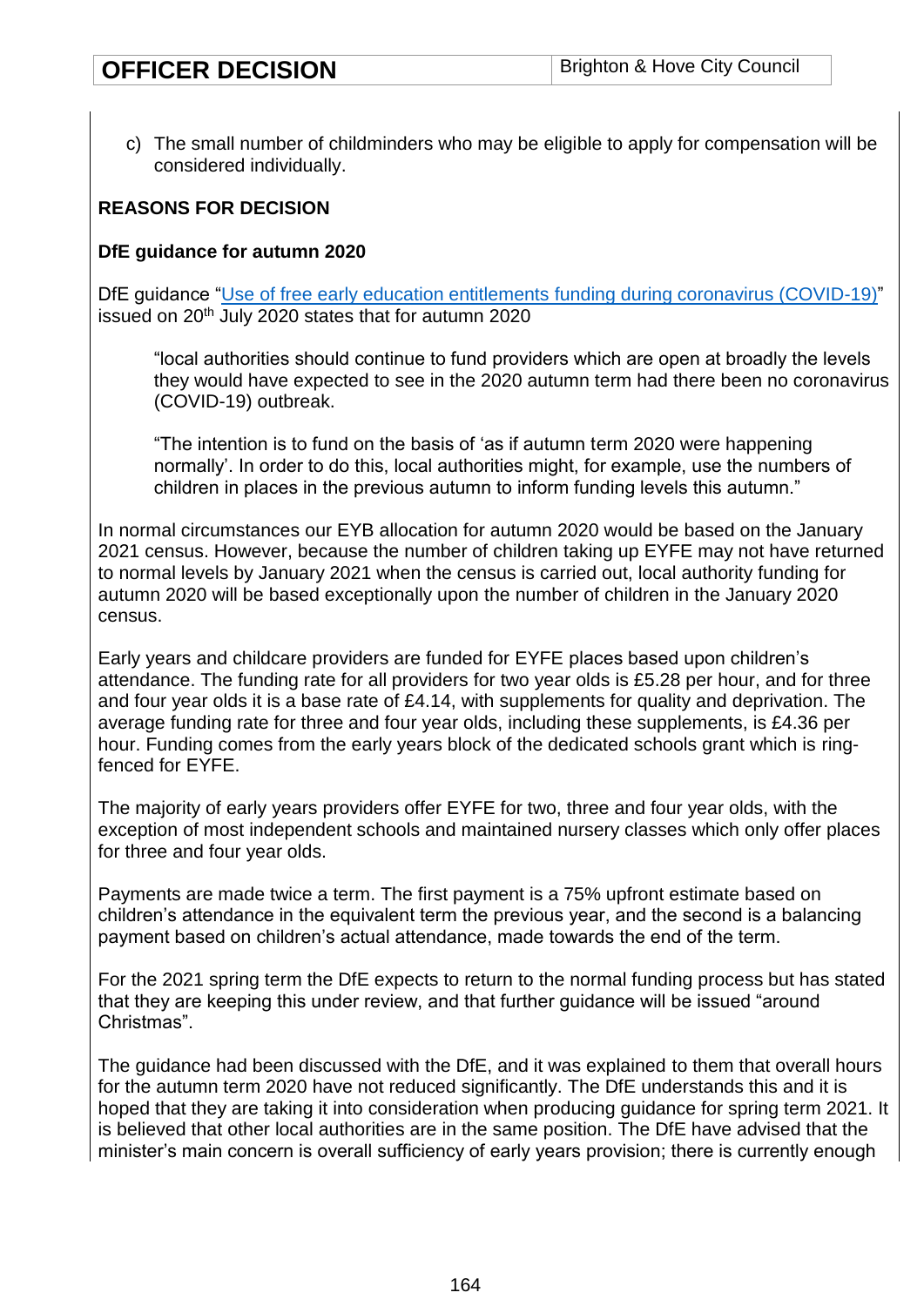c) The small number of childminders who may be eligible to apply for compensation will be considered individually.

**REASONS FOR DECISION**

**DfE guidance for autumn 2020**

DfE guidance "[Use of free early education entitlements funding during coronavirus (COVID-19)](#)" issued on 20th July 2020 states that for autumn 2020

> "local authorities should continue to fund providers which are open at broadly the levels they would have expected to see in the 2020 autumn term had there been no coronavirus (COVID-19) outbreak.
>
> "The intention is to fund on the basis of 'as if autumn term 2020 were happening normally'. In order to do this, local authorities might, for example, use the numbers of children in places in the previous autumn to inform funding levels this autumn."

In normal circumstances our EYB allocation for autumn 2020 would be based on the January 2021 census. However, because the number of children taking up EYFE may not have returned to normal levels by January 2021 when the census is carried out, local authority funding for autumn 2020 will be based exceptionally upon the number of children in the January 2020 census.

Early years and childcare providers are funded for EYFE places based upon children's attendance. The funding rate for all providers for two year olds is £5.28 per hour, and for three and four year olds it is a base rate of £4.14, with supplements for quality and deprivation. The average funding rate for three and four year olds, including these supplements, is £4.36 per hour. Funding comes from the early years block of the dedicated schools grant which is ring-fenced for EYFE.

The majority of early years providers offer EYFE for two, three and four year olds, with the exception of most independent schools and maintained nursery classes which only offer places for three and four year olds.

Payments are made twice a term. The first payment is a 75% upfront estimate based on children's attendance in the equivalent term the previous year, and the second is a balancing payment based on children's actual attendance, made towards the end of the term.

For the 2021 spring term the DfE expects to return to the normal funding process but has stated that they are keeping this under review, and that further guidance will be issued "around Christmas".

The guidance had been discussed with the DfE, and it was explained to them that overall hours for the autumn term 2020 have not reduced significantly. The DfE understands this and it is hoped that they are taking it into consideration when producing guidance for spring term 2021. It is believed that other local authorities are in the same position. The DfE have advised that the minister's main concern is overall sufficiency of early years provision; there is currently enough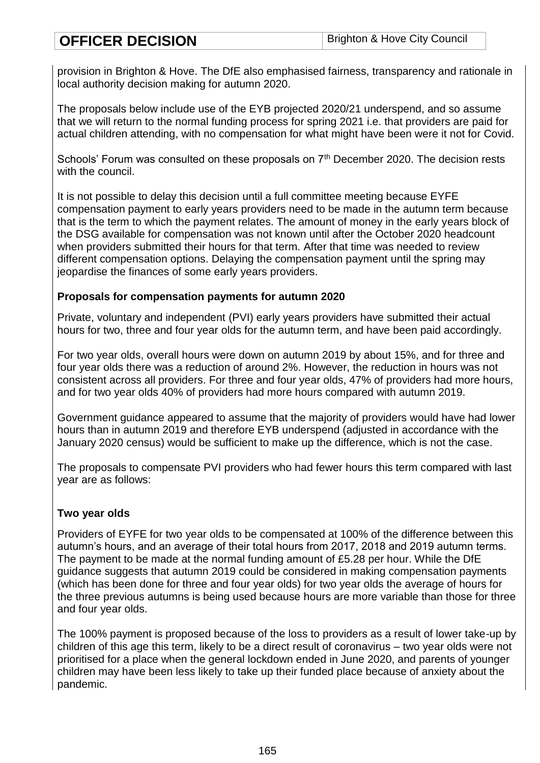provision in Brighton & Hove. The DfE also emphasised fairness, transparency and rationale in local authority decision making for autumn 2020.

The proposals below include use of the EYB projected 2020/21 underspend, and so assume that we will return to the normal funding process for spring 2021 i.e. that providers are paid for actual children attending, with no compensation for what might have been were it not for Covid.

Schools' Forum was consulted on these proposals on 7th December 2020. The decision rests with the council.

It is not possible to delay this decision until a full committee meeting because EYFE compensation payment to early years providers need to be made in the autumn term because that is the term to which the payment relates. The amount of money in the early years block of the DSG available for compensation was not known until after the October 2020 headcount when providers submitted their hours for that term. After that time was needed to review different compensation options. Delaying the compensation payment until the spring may jeopardise the finances of some early years providers.

**Proposals for compensation payments for autumn 2020**

Private, voluntary and independent (PVI) early years providers have submitted their actual hours for two, three and four year olds for the autumn term, and have been paid accordingly.

For two year olds, overall hours were down on autumn 2019 by about 15%, and for three and four year olds there was a reduction of around 2%. However, the reduction in hours was not consistent across all providers. For three and four year olds, 47% of providers had more hours, and for two year olds 40% of providers had more hours compared with autumn 2019.

Government guidance appeared to assume that the majority of providers would have had lower hours than in autumn 2019 and therefore EYB underspend (adjusted in accordance with the January 2020 census) would be sufficient to make up the difference, which is not the case.

The proposals to compensate PVI providers who had fewer hours this term compared with last year are as follows:

**Two year olds**

Providers of EYFE for two year olds to be compensated at 100% of the difference between this autumn's hours, and an average of their total hours from 2017, 2018 and 2019 autumn terms. The payment to be made at the normal funding amount of £5.28 per hour. While the DfE guidance suggests that autumn 2019 could be considered in making compensation payments (which has been done for three and four year olds) for two year olds the average of hours for the three previous autumns is being used because hours are more variable than those for three and four year olds.

The 100% payment is proposed because of the loss to providers as a result of lower take-up by children of this age this term, likely to be a direct result of coronavirus – two year olds were not prioritised for a place when the general lockdown ended in June 2020, and parents of younger children may have been less likely to take up their funded place because of anxiety about the pandemic.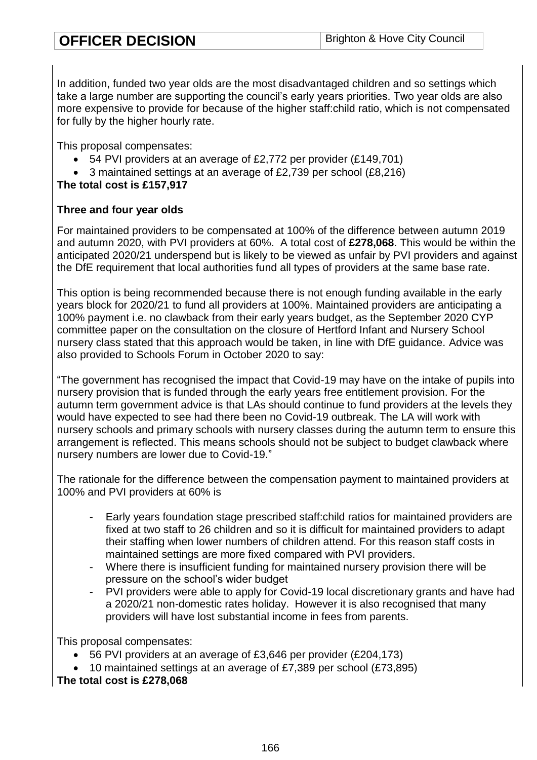In addition, funded two year olds are the most disadvantaged children and so settings which take a large number are supporting the council's early years priorities. Two year olds are also more expensive to provide for because of the higher staff:child ratio, which is not compensated for fully by the higher hourly rate.

This proposal compensates:

- 54 PVI providers at an average of £2,772 per provider (£149,701)
- 3 maintained settings at an average of £2,739 per school (£8,216)

**The total cost is £157,917**

**Three and four year olds**

For maintained providers to be compensated at 100% of the difference between autumn 2019 and autumn 2020, with PVI providers at 60%. A total cost of **£278,068**. This would be within the anticipated 2020/21 underspend but is likely to be viewed as unfair by PVI providers and against the DfE requirement that local authorities fund all types of providers at the same base rate.

This option is being recommended because there is not enough funding available in the early years block for 2020/21 to fund all providers at 100%. Maintained providers are anticipating a 100% payment i.e. no clawback from their early years budget, as the September 2020 CYP committee paper on the consultation on the closure of Hertford Infant and Nursery School nursery class stated that this approach would be taken, in line with DfE guidance. Advice was also provided to Schools Forum in October 2020 to say:

"The government has recognised the impact that Covid-19 may have on the intake of pupils into nursery provision that is funded through the early years free entitlement provision. For the autumn term government advice is that LAs should continue to fund providers at the levels they would have expected to see had there been no Covid-19 outbreak. The LA will work with nursery schools and primary schools with nursery classes during the autumn term to ensure this arrangement is reflected. This means schools should not be subject to budget clawback where nursery numbers are lower due to Covid-19."

The rationale for the difference between the compensation payment to maintained providers at 100% and PVI providers at 60% is

- Early years foundation stage prescribed staff:child ratios for maintained providers are fixed at two staff to 26 children and so it is difficult for maintained providers to adapt their staffing when lower numbers of children attend. For this reason staff costs in maintained settings are more fixed compared with PVI providers.
- Where there is insufficient funding for maintained nursery provision there will be pressure on the school's wider budget
- PVI providers were able to apply for Covid-19 local discretionary grants and have had a 2020/21 non-domestic rates holiday. However it is also recognised that many providers will have lost substantial income in fees from parents.

This proposal compensates:

- 56 PVI providers at an average of £3,646 per provider (£204,173)
- 10 maintained settings at an average of £7,389 per school (£73,895)

**The total cost is £278,068**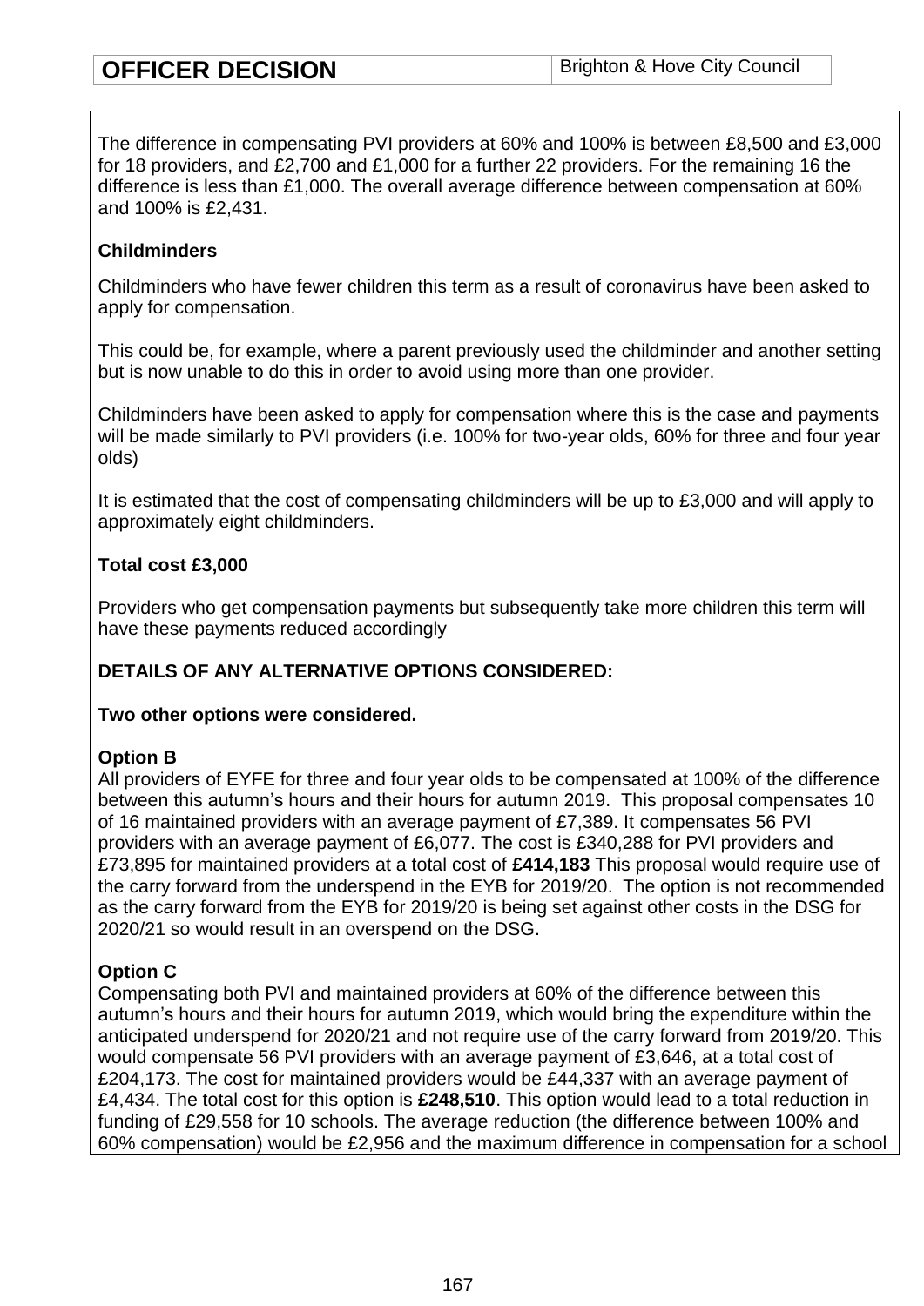The difference in compensating PVI providers at 60% and 100% is between £8,500 and £3,000 for 18 providers, and £2,700 and £1,000 for a further 22 providers. For the remaining 16 the difference is less than £1,000. The overall average difference between compensation at 60% and 100% is £2,431.

**Childminders**

Childminders who have fewer children this term as a result of coronavirus have been asked to apply for compensation.

This could be, for example, where a parent previously used the childminder and another setting but is now unable to do this in order to avoid using more than one provider.

Childminders have been asked to apply for compensation where this is the case and payments will be made similarly to PVI providers (i.e. 100% for two-year olds, 60% for three and four year olds)

It is estimated that the cost of compensating childminders will be up to £3,000 and will apply to approximately eight childminders.

**Total cost £3,000**

Providers who get compensation payments but subsequently take more children this term will have these payments reduced accordingly

**DETAILS OF ANY ALTERNATIVE OPTIONS CONSIDERED:**

**Two other options were considered.**

**Option B**
All providers of EYFE for three and four year olds to be compensated at 100% of the difference between this autumn's hours and their hours for autumn 2019. This proposal compensates 10 of 16 maintained providers with an average payment of £7,389. It compensates 56 PVI providers with an average payment of £6,077. The cost is £340,288 for PVI providers and £73,895 for maintained providers at a total cost of **£414,183** This proposal would require use of the carry forward from the underspend in the EYB for 2019/20. The option is not recommended as the carry forward from the EYB for 2019/20 is being set against other costs in the DSG for 2020/21 so would result in an overspend on the DSG.

**Option C**
Compensating both PVI and maintained providers at 60% of the difference between this autumn's hours and their hours for autumn 2019, which would bring the expenditure within the anticipated underspend for 2020/21 and not require use of the carry forward from 2019/20. This would compensate 56 PVI providers with an average payment of £3,646, at a total cost of £204,173. The cost for maintained providers would be £44,337 with an average payment of £4,434. The total cost for this option is **£248,510**. This option would lead to a total reduction in funding of £29,558 for 10 schools. The average reduction (the difference between 100% and 60% compensation) would be £2,956 and the maximum difference in compensation for a school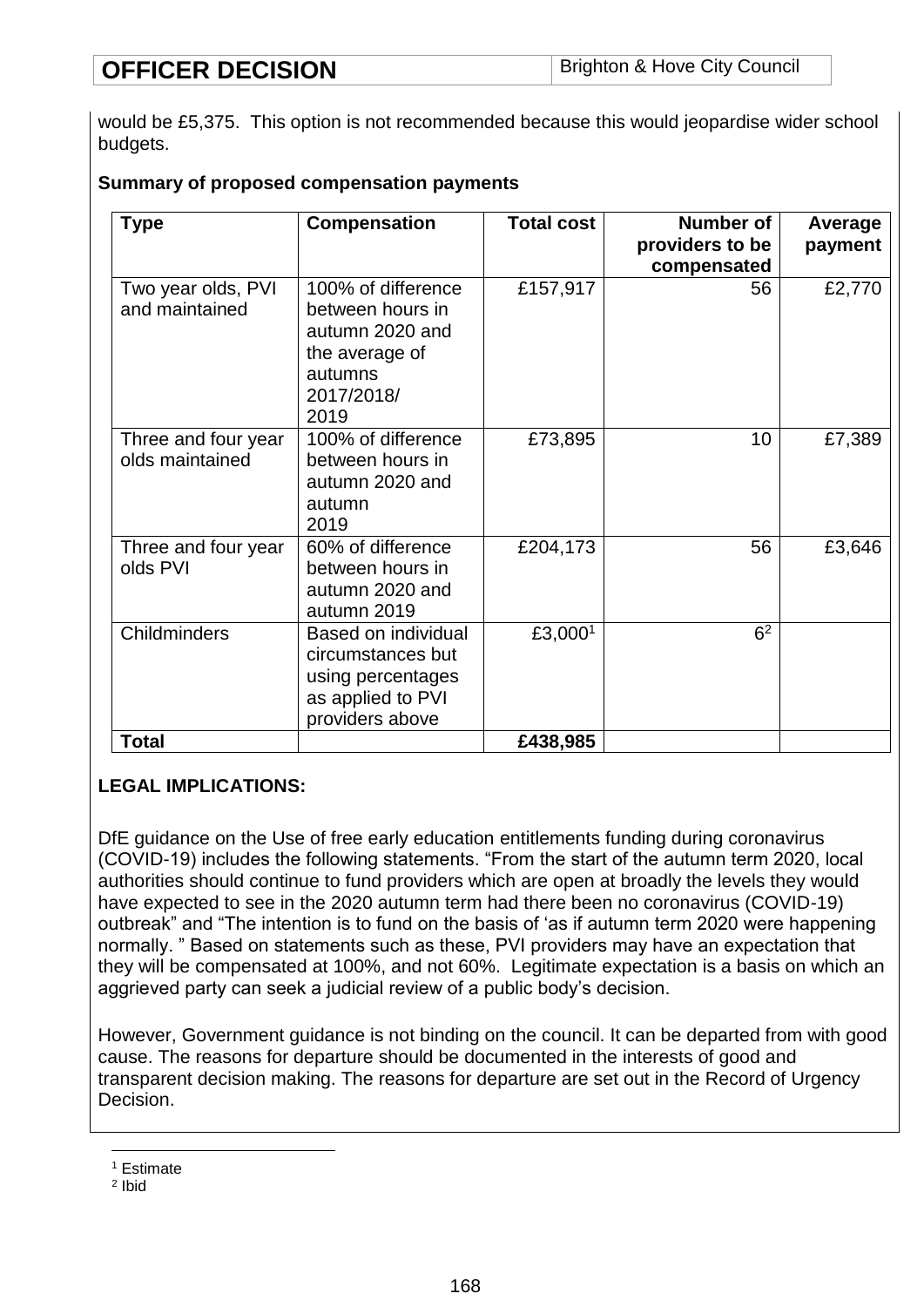would be £5,375. This option is not recommended because this would jeopardise wider school budgets.

**Summary of proposed compensation payments**

| Type | Compensation | Total cost | Number of providers to be compensated | Average payment |
|---|---|---|---|---|
| Two year olds, PVI and maintained | 100% of difference between hours in autumn 2020 and the average of autumns 2017/2018/2019 | £157,917 | 56 | £2,770 |
| Three and four year olds maintained | 100% of difference between hours in autumn 2020 and autumn 2019 | £73,895 | 10 | £7,389 |
| Three and four year olds PVI | 60% of difference between hours in autumn 2020 and autumn 2019 | £204,173 | 56 | £3,646 |
| Childminders | Based on individual circumstances but using percentages as applied to PVI providers above | £3,000[1] | 6[2] | |
| **Total** | | **£438,985** | | |

**LEGAL IMPLICATIONS:**

DfE guidance on the Use of free early education entitlements funding during coronavirus (COVID-19) includes the following statements. "From the start of the autumn term 2020, local authorities should continue to fund providers which are open at broadly the levels they would have expected to see in the 2020 autumn term had there been no coronavirus (COVID-19) outbreak" and "The intention is to fund on the basis of 'as if autumn term 2020 were happening normally. " Based on statements such as these, PVI providers may have an expectation that they will be compensated at 100%, and not 60%. Legitimate expectation is a basis on which an aggrieved party can seek a judicial review of a public body's decision.

However, Government guidance is not binding on the council. It can be departed from with good cause. The reasons for departure should be documented in the interests of good and transparent decision making. The reasons for departure are set out in the Record of Urgency Decision.

[1] Estimate
[2] Ibid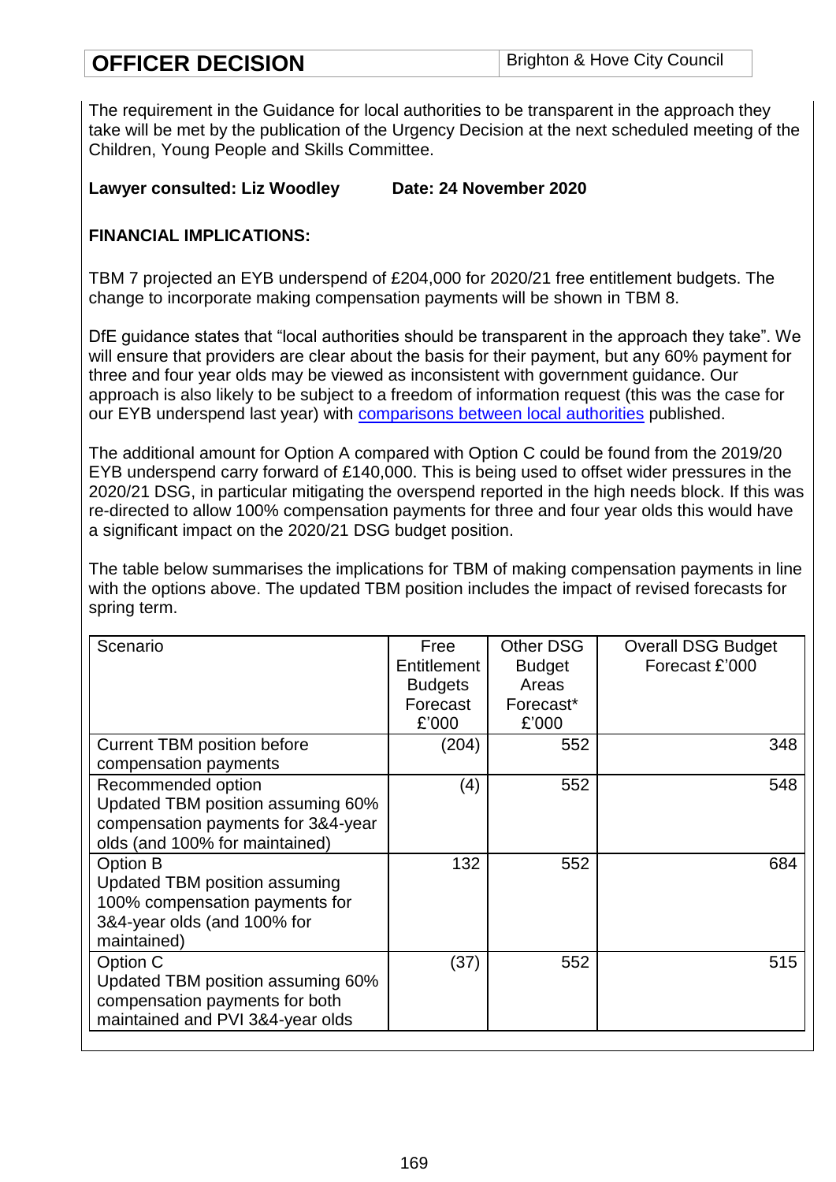| **OFFICER DECISION** | Brighton & Hove City Council |
|---|---|

The requirement in the Guidance for local authorities to be transparent in the approach they take will be met by the publication of the Urgency Decision at the next scheduled meeting of the Children, Young People and Skills Committee.

**Lawyer consulted: Liz Woodley     Date: 24 November 2020**

**FINANCIAL IMPLICATIONS:**

TBM 7 projected an EYB underspend of £204,000 for 2020/21 free entitlement budgets. The change to incorporate making compensation payments will be shown in TBM 8.

DfE guidance states that "local authorities should be transparent in the approach they take". We will ensure that providers are clear about the basis for their payment, but any 60% payment for three and four year olds may be viewed as inconsistent with government guidance. Our approach is also likely to be subject to a freedom of information request (this was the case for our EYB underspend last year) with comparisons between local authorities published.

The additional amount for Option A compared with Option C could be found from the 2019/20 EYB underspend carry forward of £140,000. This is being used to offset wider pressures in the 2020/21 DSG, in particular mitigating the overspend reported in the high needs block. If this was re-directed to allow 100% compensation payments for three and four year olds this would have a significant impact on the 2020/21 DSG budget position.

The table below summarises the implications for TBM of making compensation payments in line with the options above. The updated TBM position includes the impact of revised forecasts for spring term.

| Scenario | Free Entitlement Budgets Forecast £'000 | Other DSG Budget Areas Forecast* £'000 | Overall DSG Budget Forecast £'000 |
|---|---|---|---|
| Current TBM position before compensation payments | (204) | 552 | 348 |
| Recommended option Updated TBM position assuming 60% compensation payments for 3&4-year olds (and 100% for maintained) | (4) | 552 | 548 |
| Option B Updated TBM position assuming 100% compensation payments for 3&4-year olds (and 100% for maintained) | 132 | 552 | 684 |
| Option C Updated TBM position assuming 60% compensation payments for both maintained and PVI 3&4-year olds | (37) | 552 | 515 |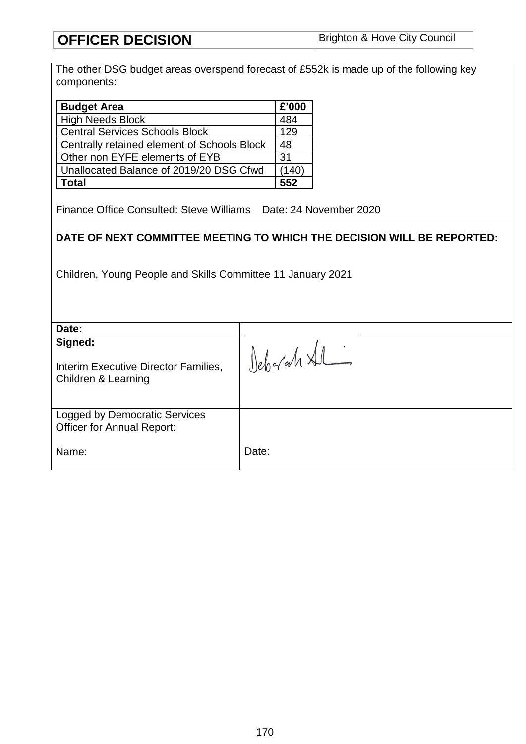# OFFICER DECISION

Brighton & Hove City Council

The other DSG budget areas overspend forecast of £552k is made up of the following key components:

| Budget Area | £'000 |
| --- | --- |
| High Needs Block | 484 |
| Central Services Schools Block | 129 |
| Centrally retained element of Schools Block | 48 |
| Other non EYFE elements of EYB | 31 |
| Unallocated Balance of 2019/20 DSG Cfwd | (140) |
| **Total** | **552** |

Finance Office Consulted: Steve Williams    Date: 24 November 2020

**DATE OF NEXT COMMITTEE MEETING TO WHICH THE DECISION WILL BE REPORTED:**

Children, Young People and Skills Committee 11 January 2021

| | |
| --- | --- |
| **Date:** | |
| **Signed:**<br><br>Interim Executive Director Families, Children & Learning | Deborah Al |
| Logged by Democratic Services Officer for Annual Report:<br><br>Name: | Date: |